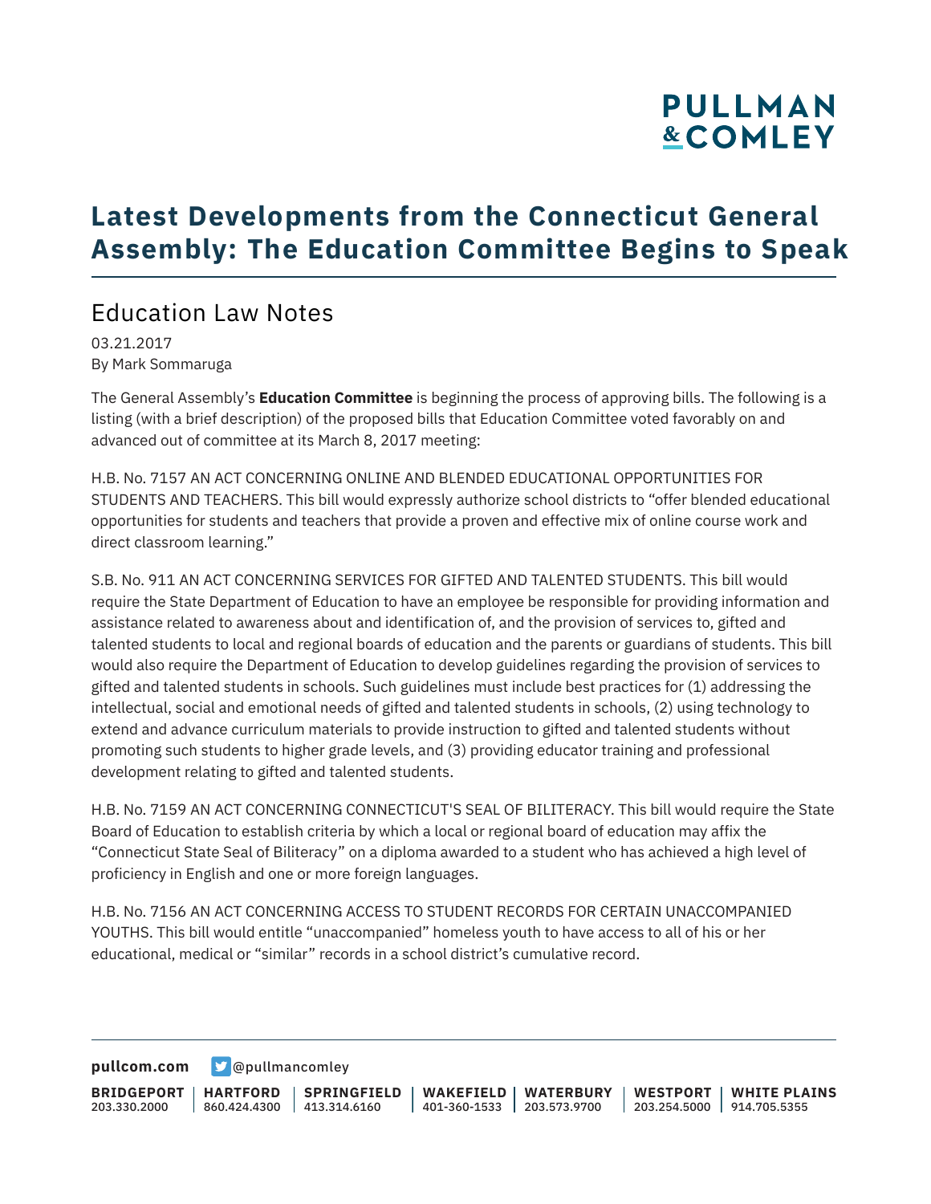# Latest Developments from the Connecticut General Assembly: The Education Committee Begins to Speak

## Education Law Notes

03.21.2017
By Mark Sommaruga

The General Assembly's **Education Committee** is beginning the process of approving bills. The following is a listing (with a brief description) of the proposed bills that Education Committee voted favorably on and advanced out of committee at its March 8, 2017 meeting:

H.B. No. 7157 AN ACT CONCERNING ONLINE AND BLENDED EDUCATIONAL OPPORTUNITIES FOR STUDENTS AND TEACHERS. This bill would expressly authorize school districts to "offer blended educational opportunities for students and teachers that provide a proven and effective mix of online course work and direct classroom learning."

S.B. No. 911 AN ACT CONCERNING SERVICES FOR GIFTED AND TALENTED STUDENTS. This bill would require the State Department of Education to have an employee be responsible for providing information and assistance related to awareness about and identification of, and the provision of services to, gifted and talented students to local and regional boards of education and the parents or guardians of students. This bill would also require the Department of Education to develop guidelines regarding the provision of services to gifted and talented students in schools. Such guidelines must include best practices for (1) addressing the intellectual, social and emotional needs of gifted and talented students in schools, (2) using technology to extend and advance curriculum materials to provide instruction to gifted and talented students without promoting such students to higher grade levels, and (3) providing educator training and professional development relating to gifted and talented students.

H.B. No. 7159 AN ACT CONCERNING CONNECTICUT'S SEAL OF BILITERACY. This bill would require the State Board of Education to establish criteria by which a local or regional board of education may affix the "Connecticut State Seal of Biliteracy" on a diploma awarded to a student who has achieved a high level of proficiency in English and one or more foreign languages.

H.B. No. 7156 AN ACT CONCERNING ACCESS TO STUDENT RECORDS FOR CERTAIN UNACCOMPANIED YOUTHS. This bill would entitle "unaccompanied" homeless youth to have access to all of his or her educational, medical or "similar" records in a school district's cumulative record.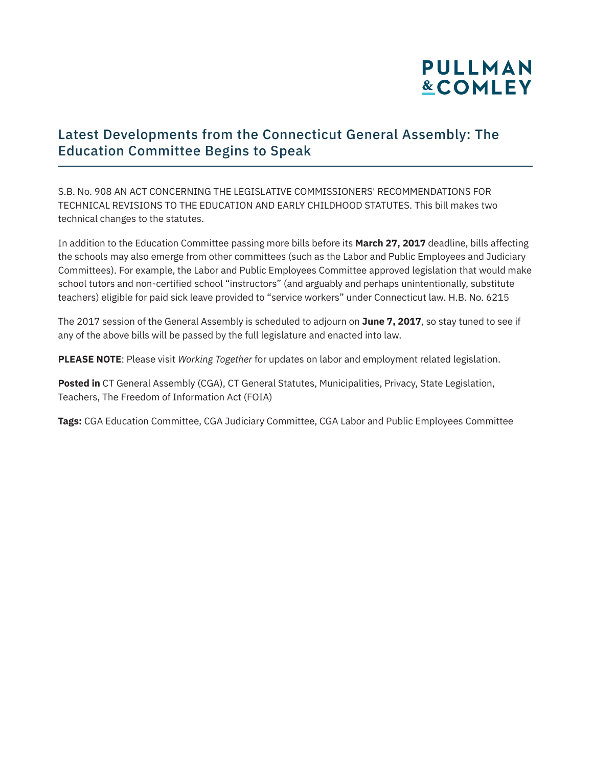# Latest Developments from the Connecticut General Assembly: The Education Committee Begins to Speak

S.B. No. 908 AN ACT CONCERNING THE LEGISLATIVE COMMISSIONERS' RECOMMENDATIONS FOR TECHNICAL REVISIONS TO THE EDUCATION AND EARLY CHILDHOOD STATUTES. This bill makes two technical changes to the statutes.

In addition to the Education Committee passing more bills before its **March 27, 2017** deadline, bills affecting the schools may also emerge from other committees (such as the Labor and Public Employees and Judiciary Committees). For example, the Labor and Public Employees Committee approved legislation that would make school tutors and non-certified school "instructors" (and arguably and perhaps unintentionally, substitute teachers) eligible for paid sick leave provided to "service workers" under Connecticut law. H.B. No. 6215

The 2017 session of the General Assembly is scheduled to adjourn on **June 7, 2017**, so stay tuned to see if any of the above bills will be passed by the full legislature and enacted into law.

**PLEASE NOTE**: Please visit *Working Together* for updates on labor and employment related legislation.

**Posted in** CT General Assembly (CGA), CT General Statutes, Municipalities, Privacy, State Legislation, Teachers, The Freedom of Information Act (FOIA)

**Tags:** CGA Education Committee, CGA Judiciary Committee, CGA Labor and Public Employees Committee